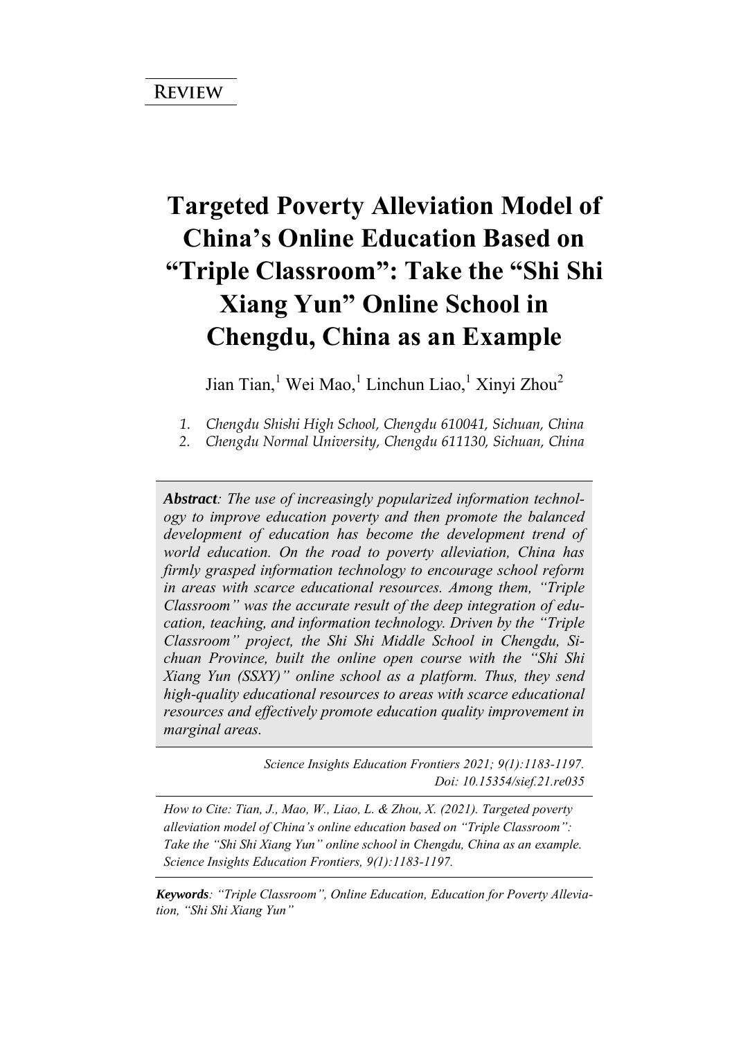**Review**

# Targeted Poverty Alleviation Model of China's Online Education Based on "Triple Classroom": Take the "Shi Shi Xiang Yun" Online School in Chengdu, China as an Example

Jian Tian,[1] Wei Mao,[1] Linchun Liao,[1] Xinyi Zhou[2]

1. *Chengdu Shishi High School, Chengdu 610041, Sichuan, China*
2. *Chengdu Normal University, Chengdu 611130, Sichuan, China*

***Abstract****: The use of increasingly popularized information technology to improve education poverty and then promote the balanced development of education has become the development trend of world education. On the road to poverty alleviation, China has firmly grasped information technology to encourage school reform in areas with scarce educational resources. Among them, "Triple Classroom" was the accurate result of the deep integration of education, teaching, and information technology. Driven by the "Triple Classroom" project, the Shi Shi Middle School in Chengdu, Sichuan Province, built the online open course with the "Shi Shi Xiang Yun (SSXY)" online school as a platform. Thus, they send high-quality educational resources to areas with scarce educational resources and effectively promote education quality improvement in marginal areas.*

*Science Insights Education Frontiers 2021; 9(1):1183-1197.*
*Doi: 10.15354/sief.21.re035*

*How to Cite: Tian, J., Mao, W., Liao, L. & Zhou, X. (2021). Targeted poverty alleviation model of China's online education based on "Triple Classroom": Take the "Shi Shi Xiang Yun" online school in Chengdu, China as an example. Science Insights Education Frontiers, 9(1):1183-1197.*

***Keywords****: "Triple Classroom", Online Education, Education for Poverty Alleviation, "Shi Shi Xiang Yun"*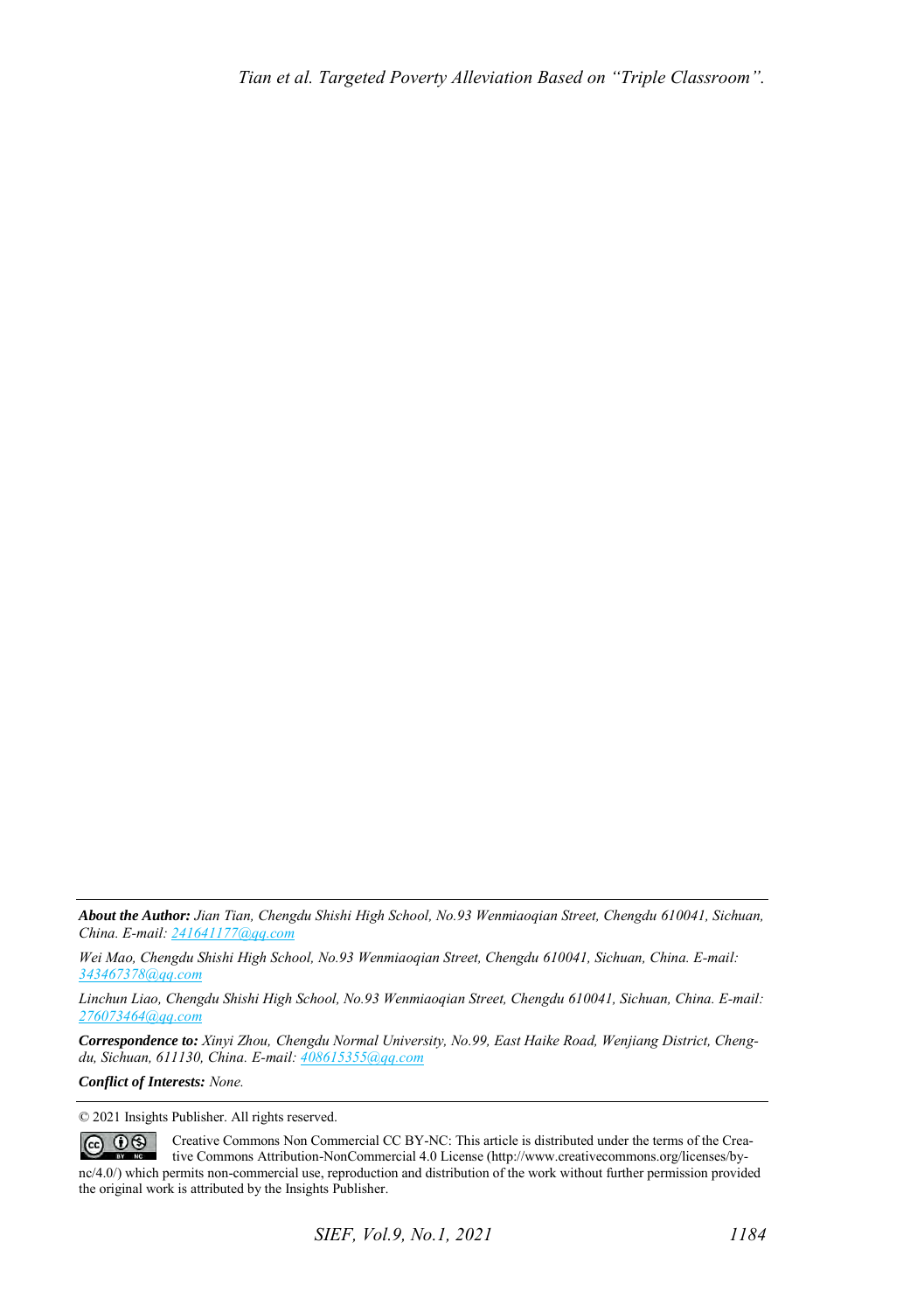***About the Author:*** *Jian Tian, Chengdu Shishi High School, No.93 Wenmiaoqian Street, Chengdu 610041, Sichuan, China. E-mail: [241641177@qq.com](mailto:241641177@qq.com)*

*Wei Mao, Chengdu Shishi High School, No.93 Wenmiaoqian Street, Chengdu 610041, Sichuan, China. E-mail: [343467378@qq.com](mailto:343467378@qq.com)*

*Linchun Liao, Chengdu Shishi High School, No.93 Wenmiaoqian Street, Chengdu 610041, Sichuan, China. E-mail: [276073464@qq.com](mailto:276073464@qq.com)*

***Correspondence to:*** *Xinyi Zhou, Chengdu Normal University, No.99, East Haike Road, Wenjiang District, Chengdu, Sichuan, 611130, China. E-mail: [408615355@qq.com](mailto:408615355@qq.com)*

***Conflict of Interests:*** *None.*

© 2021 Insights Publisher. All rights reserved.

Creative Commons Non Commercial CC BY-NC: This article is distributed under the terms of the Creative Commons Attribution-NonCommercial 4.0 License (http://www.creativecommons.org/licenses/by-nc/4.0/) which permits non-commercial use, reproduction and distribution of the work without further permission provided the original work is attributed by the Insights Publisher.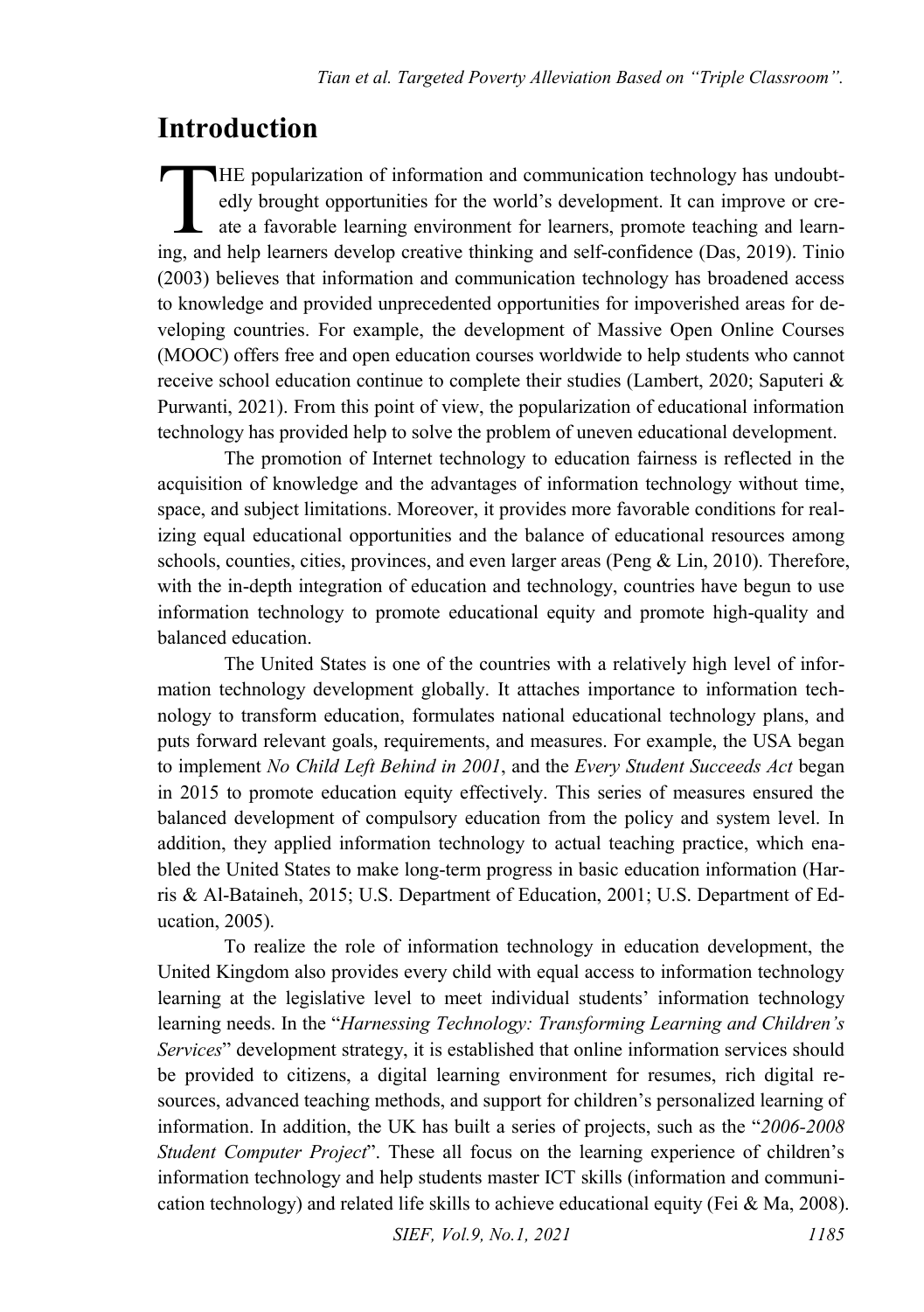# Introduction

THE popularization of information and communication technology has undoubtedly brought opportunities for the world's development. It can improve or create a favorable learning environment for learners, promote teaching and learning, and help learners develop creative thinking and self-confidence (Das, 2019). Tinio (2003) believes that information and communication technology has broadened access to knowledge and provided unprecedented opportunities for impoverished areas for developing countries. For example, the development of Massive Open Online Courses (MOOC) offers free and open education courses worldwide to help students who cannot receive school education continue to complete their studies (Lambert, 2020; Saputeri & Purwanti, 2021). From this point of view, the popularization of educational information technology has provided help to solve the problem of uneven educational development.

The promotion of Internet technology to education fairness is reflected in the acquisition of knowledge and the advantages of information technology without time, space, and subject limitations. Moreover, it provides more favorable conditions for realizing equal educational opportunities and the balance of educational resources among schools, counties, cities, provinces, and even larger areas (Peng & Lin, 2010). Therefore, with the in-depth integration of education and technology, countries have begun to use information technology to promote educational equity and promote high-quality and balanced education.

The United States is one of the countries with a relatively high level of information technology development globally. It attaches importance to information technology to transform education, formulates national educational technology plans, and puts forward relevant goals, requirements, and measures. For example, the USA began to implement *No Child Left Behind in 2001*, and the *Every Student Succeeds Act* began in 2015 to promote education equity effectively. This series of measures ensured the balanced development of compulsory education from the policy and system level. In addition, they applied information technology to actual teaching practice, which enabled the United States to make long-term progress in basic education information (Harris & Al-Bataineh, 2015; U.S. Department of Education, 2001; U.S. Department of Education, 2005).

To realize the role of information technology in education development, the United Kingdom also provides every child with equal access to information technology learning at the legislative level to meet individual students' information technology learning needs. In the "*Harnessing Technology: Transforming Learning and Children's Services*" development strategy, it is established that online information services should be provided to citizens, a digital learning environment for resumes, rich digital resources, advanced teaching methods, and support for children's personalized learning of information. In addition, the UK has built a series of projects, such as the "*2006-2008 Student Computer Project*". These all focus on the learning experience of children's information technology and help students master ICT skills (information and communication technology) and related life skills to achieve educational equity (Fei & Ma, 2008).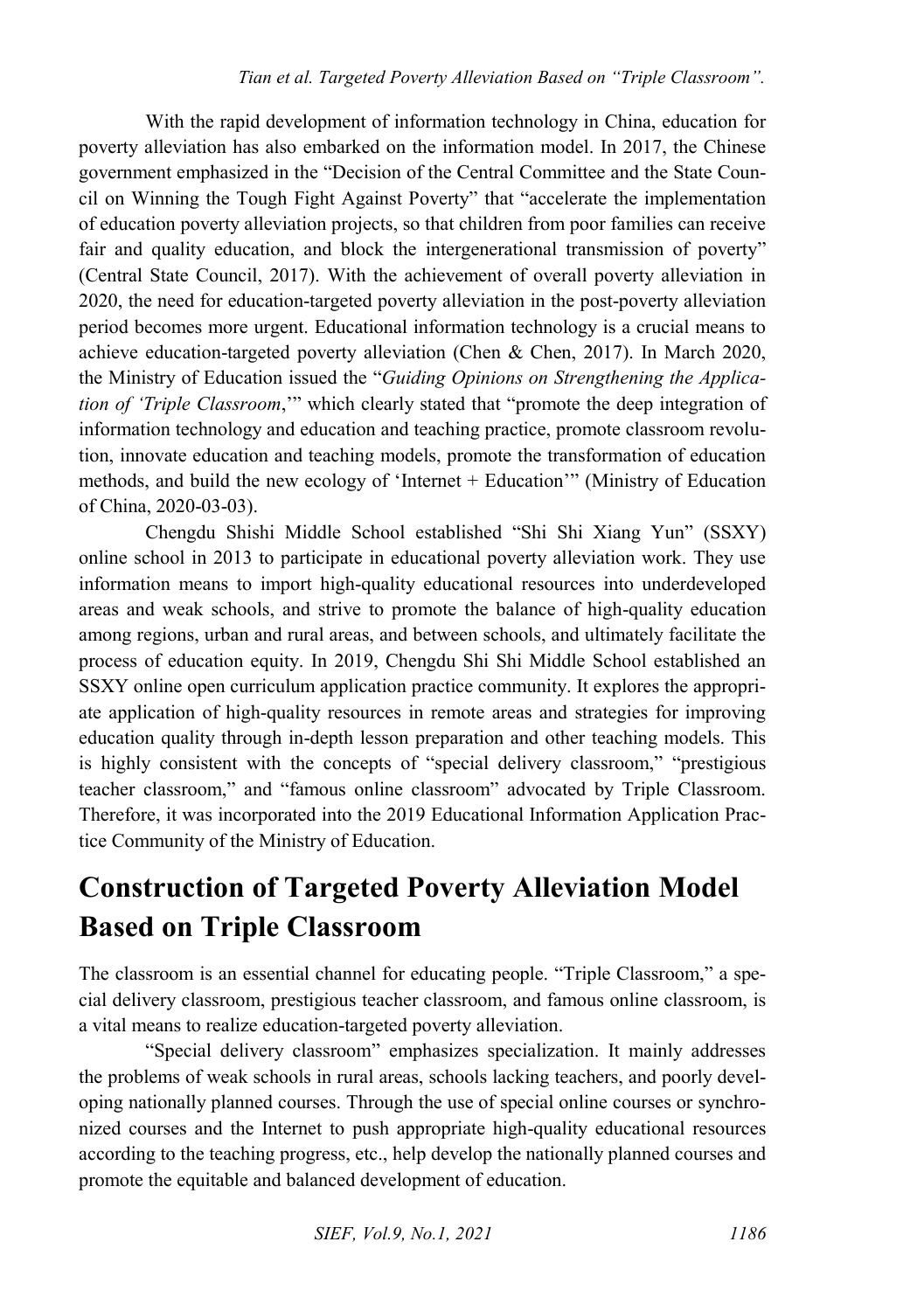With the rapid development of information technology in China, education for poverty alleviation has also embarked on the information model. In 2017, the Chinese government emphasized in the "Decision of the Central Committee and the State Council on Winning the Tough Fight Against Poverty" that "accelerate the implementation of education poverty alleviation projects, so that children from poor families can receive fair and quality education, and block the intergenerational transmission of poverty" (Central State Council, 2017). With the achievement of overall poverty alleviation in 2020, the need for education-targeted poverty alleviation in the post-poverty alleviation period becomes more urgent. Educational information technology is a crucial means to achieve education-targeted poverty alleviation (Chen & Chen, 2017). In March 2020, the Ministry of Education issued the "*Guiding Opinions on Strengthening the Application of 'Triple Classroom*,'" which clearly stated that "promote the deep integration of information technology and education and teaching practice, promote classroom revolution, innovate education and teaching models, promote the transformation of education methods, and build the new ecology of 'Internet + Education'" (Ministry of Education of China, 2020-03-03).

Chengdu Shishi Middle School established "Shi Shi Xiang Yun" (SSXY) online school in 2013 to participate in educational poverty alleviation work. They use information means to import high-quality educational resources into underdeveloped areas and weak schools, and strive to promote the balance of high-quality education among regions, urban and rural areas, and between schools, and ultimately facilitate the process of education equity. In 2019, Chengdu Shi Shi Middle School established an SSXY online open curriculum application practice community. It explores the appropriate application of high-quality resources in remote areas and strategies for improving education quality through in-depth lesson preparation and other teaching models. This is highly consistent with the concepts of "special delivery classroom," "prestigious teacher classroom," and "famous online classroom" advocated by Triple Classroom. Therefore, it was incorporated into the 2019 Educational Information Application Practice Community of the Ministry of Education.

## Construction of Targeted Poverty Alleviation Model Based on Triple Classroom

The classroom is an essential channel for educating people. "Triple Classroom," a special delivery classroom, prestigious teacher classroom, and famous online classroom, is a vital means to realize education-targeted poverty alleviation.

"Special delivery classroom" emphasizes specialization. It mainly addresses the problems of weak schools in rural areas, schools lacking teachers, and poorly developing nationally planned courses. Through the use of special online courses or synchronized courses and the Internet to push appropriate high-quality educational resources according to the teaching progress, etc., help develop the nationally planned courses and promote the equitable and balanced development of education.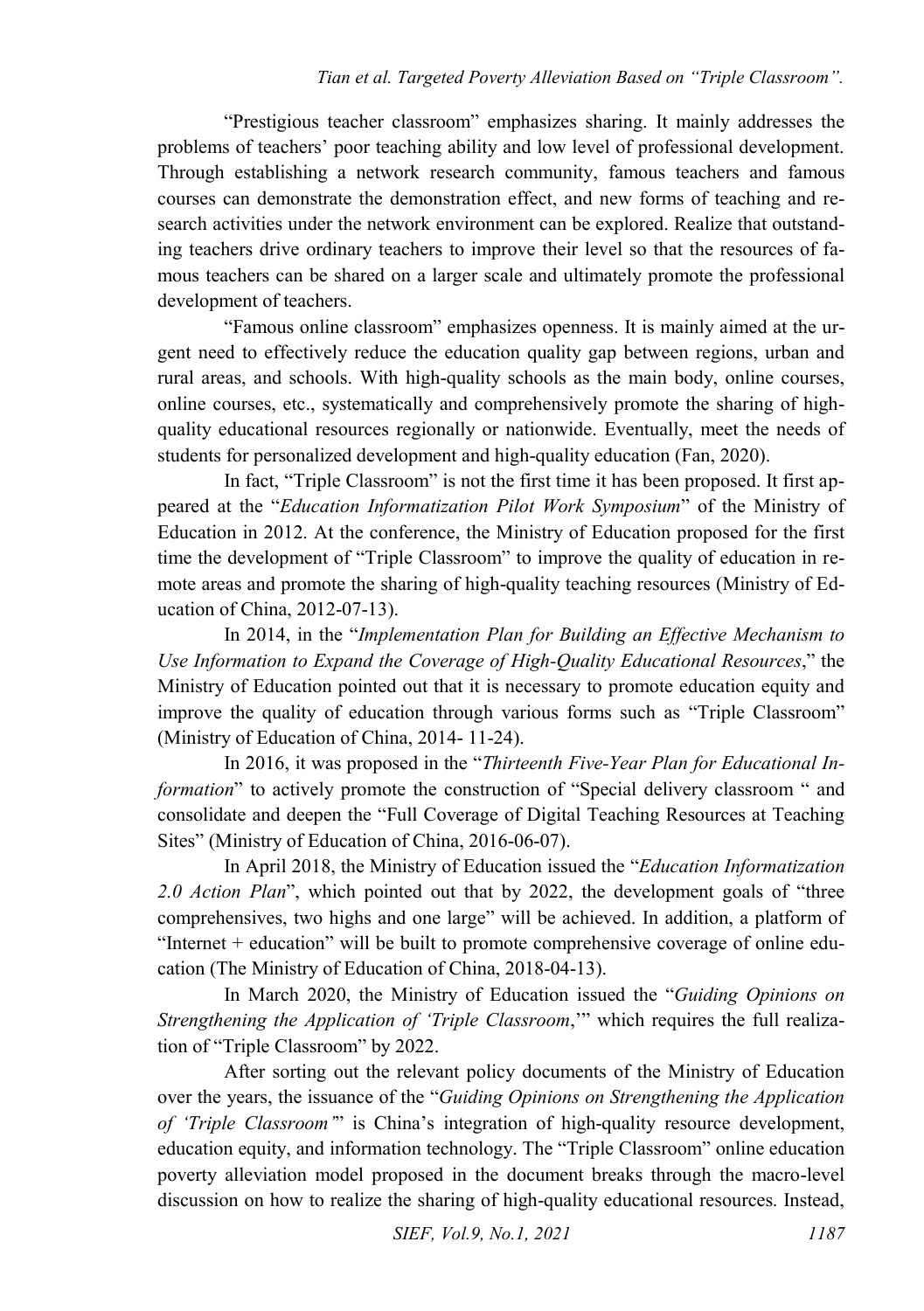"Prestigious teacher classroom" emphasizes sharing. It mainly addresses the problems of teachers' poor teaching ability and low level of professional development. Through establishing a network research community, famous teachers and famous courses can demonstrate the demonstration effect, and new forms of teaching and research activities under the network environment can be explored. Realize that outstanding teachers drive ordinary teachers to improve their level so that the resources of famous teachers can be shared on a larger scale and ultimately promote the professional development of teachers.

"Famous online classroom" emphasizes openness. It is mainly aimed at the urgent need to effectively reduce the education quality gap between regions, urban and rural areas, and schools. With high-quality schools as the main body, online courses, online courses, etc., systematically and comprehensively promote the sharing of high-quality educational resources regionally or nationwide. Eventually, meet the needs of students for personalized development and high-quality education (Fan, 2020).

In fact, "Triple Classroom" is not the first time it has been proposed. It first appeared at the "*Education Informatization Pilot Work Symposium*" of the Ministry of Education in 2012. At the conference, the Ministry of Education proposed for the first time the development of "Triple Classroom" to improve the quality of education in remote areas and promote the sharing of high-quality teaching resources (Ministry of Education of China, 2012-07-13).

In 2014, in the "*Implementation Plan for Building an Effective Mechanism to Use Information to Expand the Coverage of High-Quality Educational Resources*," the Ministry of Education pointed out that it is necessary to promote education equity and improve the quality of education through various forms such as "Triple Classroom" (Ministry of Education of China, 2014- 11-24).

In 2016, it was proposed in the "*Thirteenth Five-Year Plan for Educational Information*" to actively promote the construction of "Special delivery classroom " and consolidate and deepen the "Full Coverage of Digital Teaching Resources at Teaching Sites" (Ministry of Education of China, 2016-06-07).

In April 2018, the Ministry of Education issued the "*Education Informatization 2.0 Action Plan*", which pointed out that by 2022, the development goals of "three comprehensives, two highs and one large" will be achieved. In addition, a platform of "Internet + education" will be built to promote comprehensive coverage of online education (The Ministry of Education of China, 2018-04-13).

In March 2020, the Ministry of Education issued the "*Guiding Opinions on Strengthening the Application of 'Triple Classroom*,'" which requires the full realization of "Triple Classroom" by 2022.

After sorting out the relevant policy documents of the Ministry of Education over the years, the issuance of the "*Guiding Opinions on Strengthening the Application of 'Triple Classroom'*" is China's integration of high-quality resource development, education equity, and information technology. The "Triple Classroom" online education poverty alleviation model proposed in the document breaks through the macro-level discussion on how to realize the sharing of high-quality educational resources. Instead,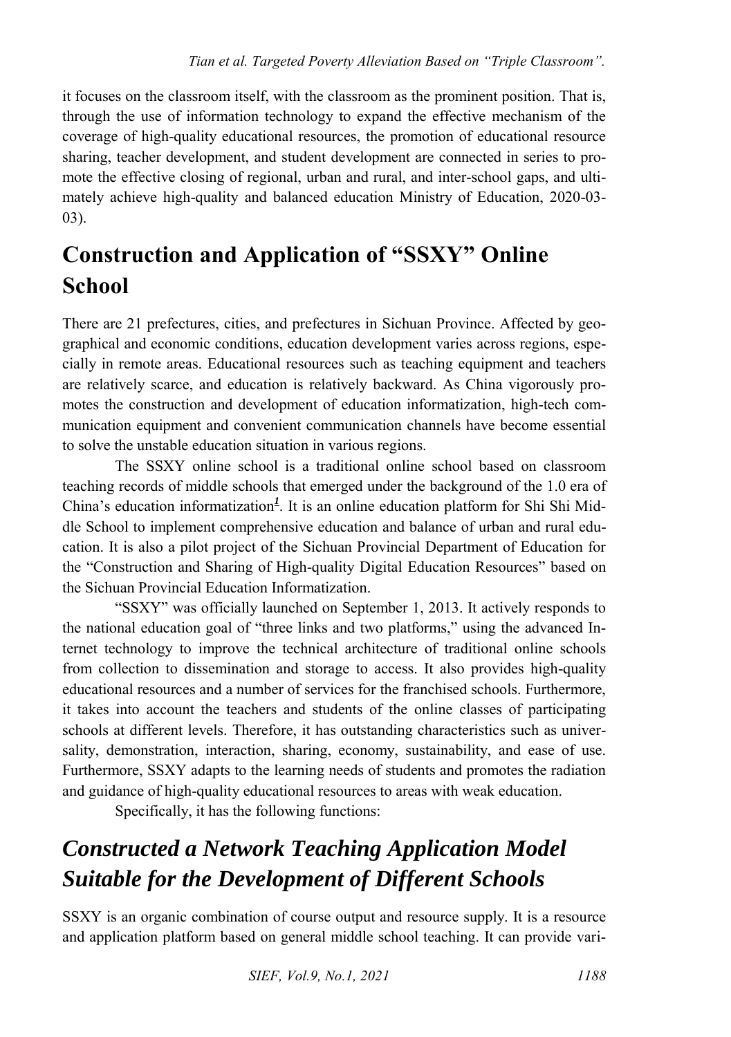it focuses on the classroom itself, with the classroom as the prominent position. That is, through the use of information technology to expand the effective mechanism of the coverage of high-quality educational resources, the promotion of educational resource sharing, teacher development, and student development are connected in series to promote the effective closing of regional, urban and rural, and inter-school gaps, and ultimately achieve high-quality and balanced education Ministry of Education, 2020-03-03).

# Construction and Application of "SSXY" Online School

There are 21 prefectures, cities, and prefectures in Sichuan Province. Affected by geographical and economic conditions, education development varies across regions, especially in remote areas. Educational resources such as teaching equipment and teachers are relatively scarce, and education is relatively backward. As China vigorously promotes the construction and development of education informatization, high-tech communication equipment and convenient communication channels have become essential to solve the unstable education situation in various regions.

The SSXY online school is a traditional online school based on classroom teaching records of middle schools that emerged under the background of the 1.0 era of China's education informatization[1]. It is an online education platform for Shi Shi Middle School to implement comprehensive education and balance of urban and rural education. It is also a pilot project of the Sichuan Provincial Department of Education for the "Construction and Sharing of High-quality Digital Education Resources" based on the Sichuan Provincial Education Informatization.

"SSXY" was officially launched on September 1, 2013. It actively responds to the national education goal of "three links and two platforms," using the advanced Internet technology to improve the technical architecture of traditional online schools from collection to dissemination and storage to access. It also provides high-quality educational resources and a number of services for the franchised schools. Furthermore, it takes into account the teachers and students of the online classes of participating schools at different levels. Therefore, it has outstanding characteristics such as universality, demonstration, interaction, sharing, economy, sustainability, and ease of use. Furthermore, SSXY adapts to the learning needs of students and promotes the radiation and guidance of high-quality educational resources to areas with weak education.

Specifically, it has the following functions:

## *Constructed a Network Teaching Application Model Suitable for the Development of Different Schools*

SSXY is an organic combination of course output and resource supply. It is a resource and application platform based on general middle school teaching. It can provide vari-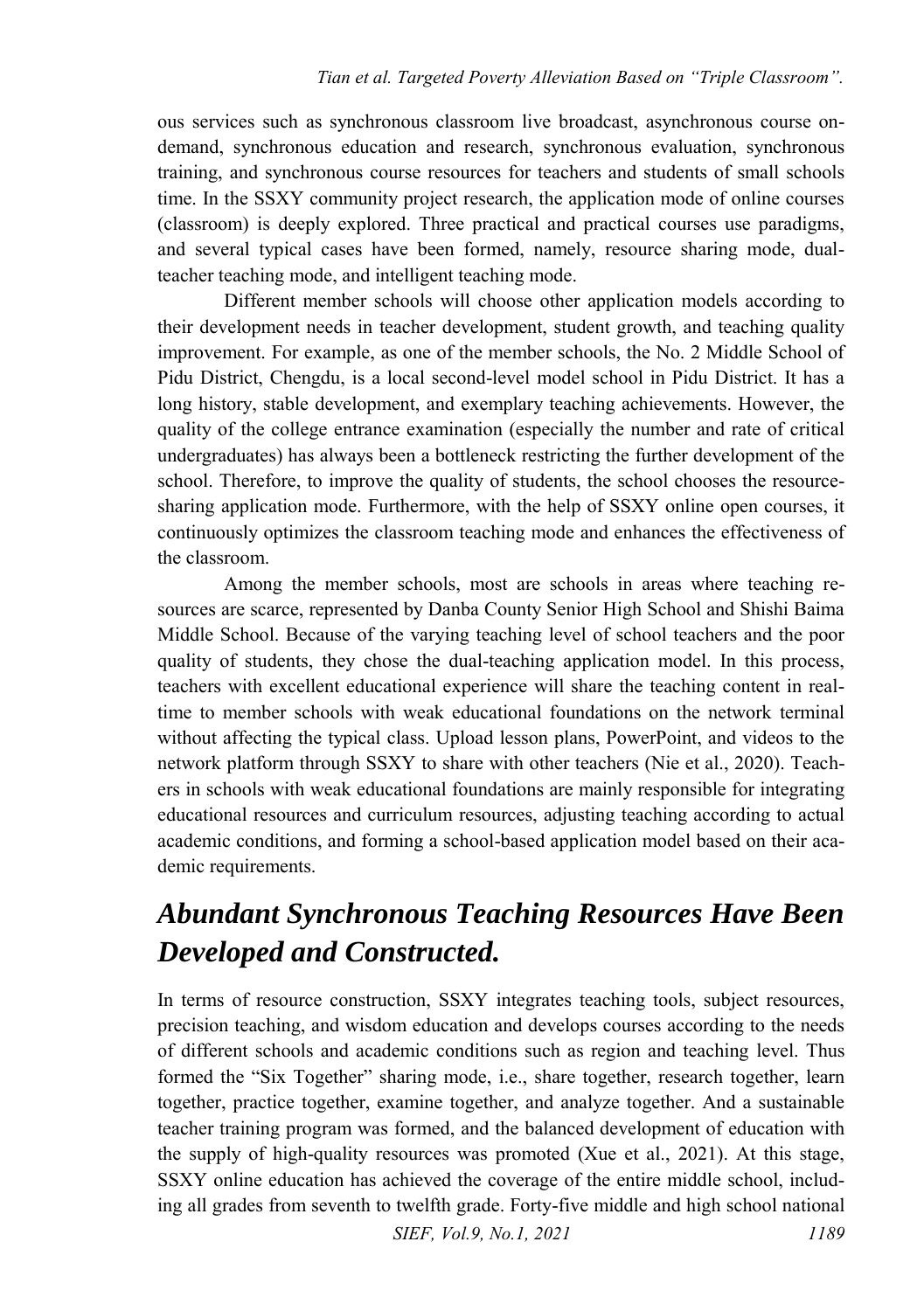ous services such as synchronous classroom live broadcast, asynchronous course on-demand, synchronous education and research, synchronous evaluation, synchronous training, and synchronous course resources for teachers and students of small schools time. In the SSXY community project research, the application mode of online courses (classroom) is deeply explored. Three practical and practical courses use paradigms, and several typical cases have been formed, namely, resource sharing mode, dual-teacher teaching mode, and intelligent teaching mode.

Different member schools will choose other application models according to their development needs in teacher development, student growth, and teaching quality improvement. For example, as one of the member schools, the No. 2 Middle School of Pidu District, Chengdu, is a local second-level model school in Pidu District. It has a long history, stable development, and exemplary teaching achievements. However, the quality of the college entrance examination (especially the number and rate of critical undergraduates) has always been a bottleneck restricting the further development of the school. Therefore, to improve the quality of students, the school chooses the resource-sharing application mode. Furthermore, with the help of SSXY online open courses, it continuously optimizes the classroom teaching mode and enhances the effectiveness of the classroom.

Among the member schools, most are schools in areas where teaching resources are scarce, represented by Danba County Senior High School and Shishi Baima Middle School. Because of the varying teaching level of school teachers and the poor quality of students, they chose the dual-teaching application model. In this process, teachers with excellent educational experience will share the teaching content in real-time to member schools with weak educational foundations on the network terminal without affecting the typical class. Upload lesson plans, PowerPoint, and videos to the network platform through SSXY to share with other teachers (Nie et al., 2020). Teachers in schools with weak educational foundations are mainly responsible for integrating educational resources and curriculum resources, adjusting teaching according to actual academic conditions, and forming a school-based application model based on their academic requirements.

## *Abundant Synchronous Teaching Resources Have Been Developed and Constructed.*

In terms of resource construction, SSXY integrates teaching tools, subject resources, precision teaching, and wisdom education and develops courses according to the needs of different schools and academic conditions such as region and teaching level. Thus formed the "Six Together" sharing mode, i.e., share together, research together, learn together, practice together, examine together, and analyze together. And a sustainable teacher training program was formed, and the balanced development of education with the supply of high-quality resources was promoted (Xue et al., 2021). At this stage, SSXY online education has achieved the coverage of the entire middle school, including all grades from seventh to twelfth grade. Forty-five middle and high school national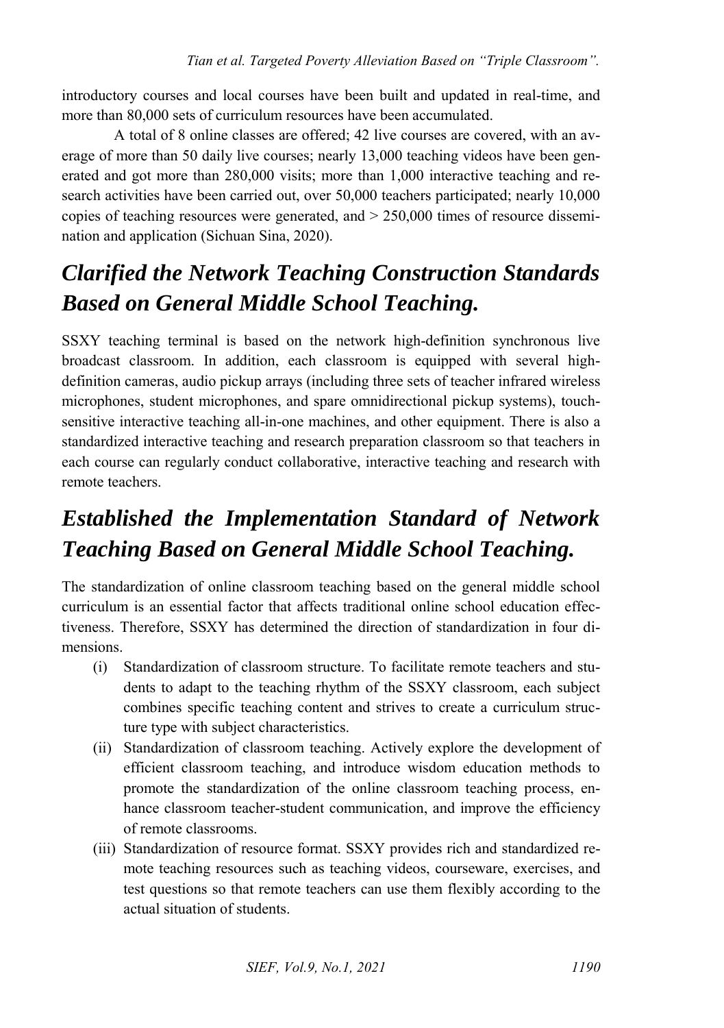introductory courses and local courses have been built and updated in real-time, and more than 80,000 sets of curriculum resources have been accumulated.

A total of 8 online classes are offered; 42 live courses are covered, with an average of more than 50 daily live courses; nearly 13,000 teaching videos have been generated and got more than 280,000 visits; more than 1,000 interactive teaching and research activities have been carried out, over 50,000 teachers participated; nearly 10,000 copies of teaching resources were generated, and > 250,000 times of resource dissemination and application (Sichuan Sina, 2020).

## *Clarified the Network Teaching Construction Standards Based on General Middle School Teaching.*

SSXY teaching terminal is based on the network high-definition synchronous live broadcast classroom. In addition, each classroom is equipped with several high-definition cameras, audio pickup arrays (including three sets of teacher infrared wireless microphones, student microphones, and spare omnidirectional pickup systems), touch-sensitive interactive teaching all-in-one machines, and other equipment. There is also a standardized interactive teaching and research preparation classroom so that teachers in each course can regularly conduct collaborative, interactive teaching and research with remote teachers.

## *Established the Implementation Standard of Network Teaching Based on General Middle School Teaching.*

The standardization of online classroom teaching based on the general middle school curriculum is an essential factor that affects traditional online school education effectiveness. Therefore, SSXY has determined the direction of standardization in four dimensions.

(i) Standardization of classroom structure. To facilitate remote teachers and students to adapt to the teaching rhythm of the SSXY classroom, each subject combines specific teaching content and strives to create a curriculum structure type with subject characteristics.

(ii) Standardization of classroom teaching. Actively explore the development of efficient classroom teaching, and introduce wisdom education methods to promote the standardization of the online classroom teaching process, enhance classroom teacher-student communication, and improve the efficiency of remote classrooms.

(iii) Standardization of resource format. SSXY provides rich and standardized remote teaching resources such as teaching videos, courseware, exercises, and test questions so that remote teachers can use them flexibly according to the actual situation of students.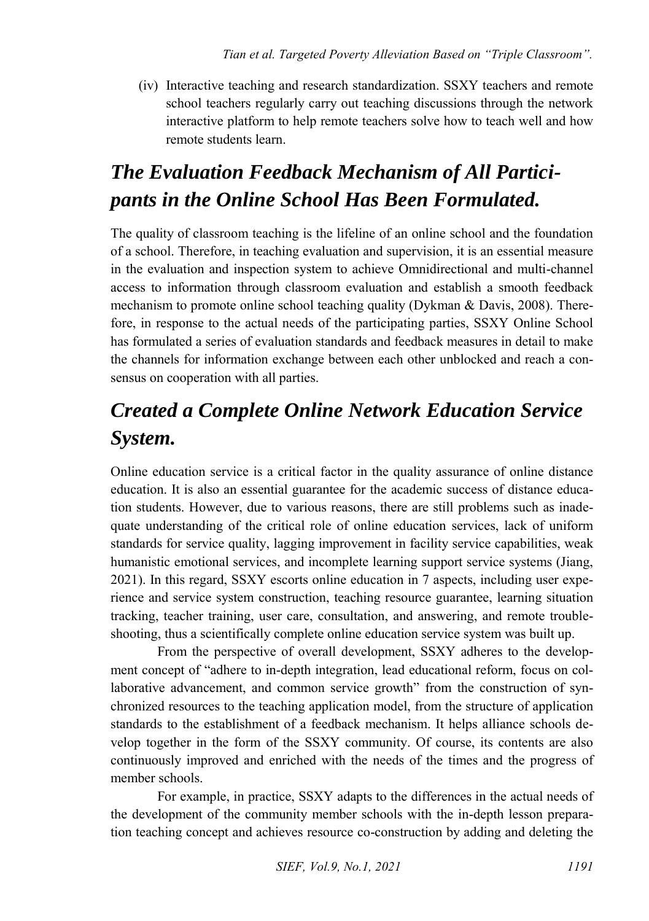(iv) Interactive teaching and research standardization. SSXY teachers and remote school teachers regularly carry out teaching discussions through the network interactive platform to help remote teachers solve how to teach well and how remote students learn.

## *The Evaluation Feedback Mechanism of All Participants in the Online School Has Been Formulated.*

The quality of classroom teaching is the lifeline of an online school and the foundation of a school. Therefore, in teaching evaluation and supervision, it is an essential measure in the evaluation and inspection system to achieve Omnidirectional and multi-channel access to information through classroom evaluation and establish a smooth feedback mechanism to promote online school teaching quality (Dykman & Davis, 2008). Therefore, in response to the actual needs of the participating parties, SSXY Online School has formulated a series of evaluation standards and feedback measures in detail to make the channels for information exchange between each other unblocked and reach a consensus on cooperation with all parties.

## *Created a Complete Online Network Education Service System.*

Online education service is a critical factor in the quality assurance of online distance education. It is also an essential guarantee for the academic success of distance education students. However, due to various reasons, there are still problems such as inadequate understanding of the critical role of online education services, lack of uniform standards for service quality, lagging improvement in facility service capabilities, weak humanistic emotional services, and incomplete learning support service systems (Jiang, 2021). In this regard, SSXY escorts online education in 7 aspects, including user experience and service system construction, teaching resource guarantee, learning situation tracking, teacher training, user care, consultation, and answering, and remote troubleshooting, thus a scientifically complete online education service system was built up.

From the perspective of overall development, SSXY adheres to the development concept of "adhere to in-depth integration, lead educational reform, focus on collaborative advancement, and common service growth" from the construction of synchronized resources to the teaching application model, from the structure of application standards to the establishment of a feedback mechanism. It helps alliance schools develop together in the form of the SSXY community. Of course, its contents are also continuously improved and enriched with the needs of the times and the progress of member schools.

For example, in practice, SSXY adapts to the differences in the actual needs of the development of the community member schools with the in-depth lesson preparation teaching concept and achieves resource co-construction by adding and deleting the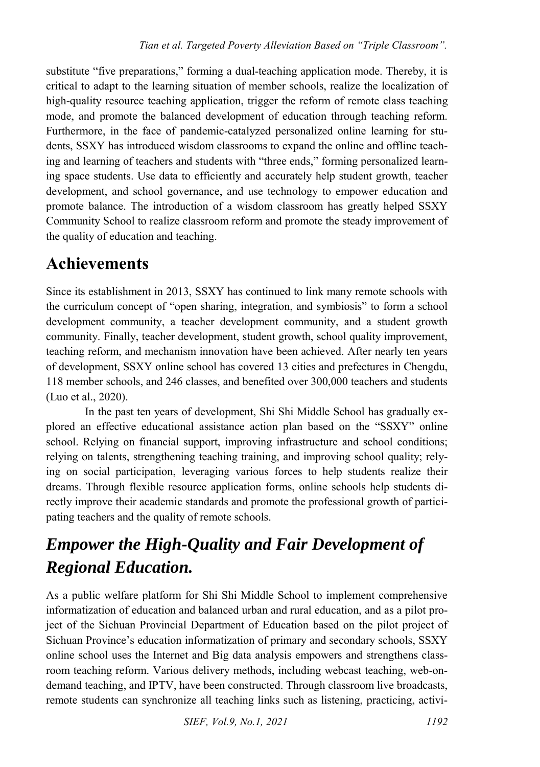substitute "five preparations," forming a dual-teaching application mode. Thereby, it is critical to adapt to the learning situation of member schools, realize the localization of high-quality resource teaching application, trigger the reform of remote class teaching mode, and promote the balanced development of education through teaching reform. Furthermore, in the face of pandemic-catalyzed personalized online learning for students, SSXY has introduced wisdom classrooms to expand the online and offline teaching and learning of teachers and students with "three ends," forming personalized learning space students. Use data to efficiently and accurately help student growth, teacher development, and school governance, and use technology to empower education and promote balance. The introduction of a wisdom classroom has greatly helped SSXY Community School to realize classroom reform and promote the steady improvement of the quality of education and teaching.

# Achievements

Since its establishment in 2013, SSXY has continued to link many remote schools with the curriculum concept of "open sharing, integration, and symbiosis" to form a school development community, a teacher development community, and a student growth community. Finally, teacher development, student growth, school quality improvement, teaching reform, and mechanism innovation have been achieved. After nearly ten years of development, SSXY online school has covered 13 cities and prefectures in Chengdu, 118 member schools, and 246 classes, and benefited over 300,000 teachers and students (Luo et al., 2020).

In the past ten years of development, Shi Shi Middle School has gradually explored an effective educational assistance action plan based on the "SSXY" online school. Relying on financial support, improving infrastructure and school conditions; relying on talents, strengthening teaching training, and improving school quality; relying on social participation, leveraging various forces to help students realize their dreams. Through flexible resource application forms, online schools help students directly improve their academic standards and promote the professional growth of participating teachers and the quality of remote schools.

## *Empower the High-Quality and Fair Development of Regional Education.*

As a public welfare platform for Shi Shi Middle School to implement comprehensive informatization of education and balanced urban and rural education, and as a pilot project of the Sichuan Provincial Department of Education based on the pilot project of Sichuan Province's education informatization of primary and secondary schools, SSXY online school uses the Internet and Big data analysis empowers and strengthens classroom teaching reform. Various delivery methods, including webcast teaching, web-on-demand teaching, and IPTV, have been constructed. Through classroom live broadcasts, remote students can synchronize all teaching links such as listening, practicing, activi-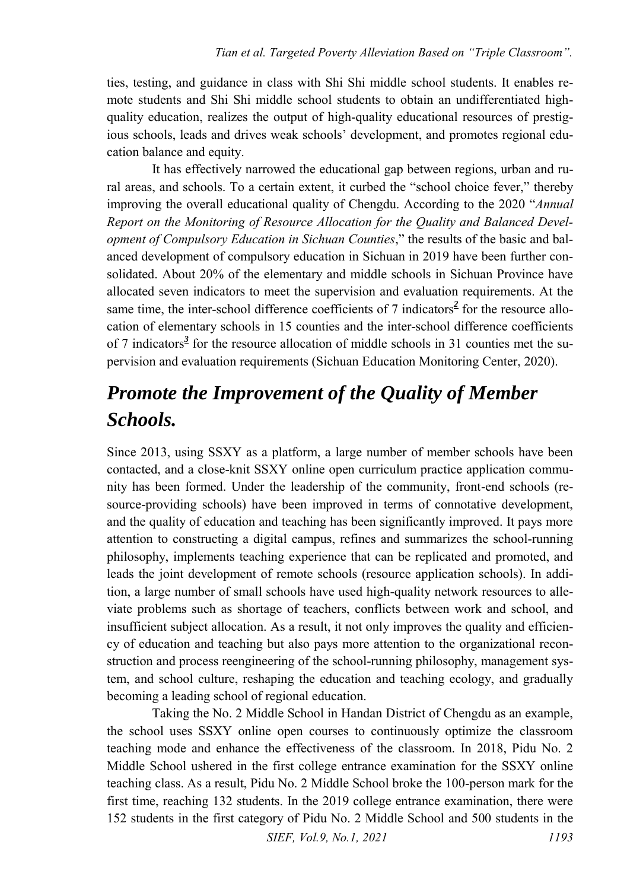ties, testing, and guidance in class with Shi Shi middle school students. It enables remote students and Shi Shi middle school students to obtain an undifferentiated high-quality education, realizes the output of high-quality educational resources of prestigious schools, leads and drives weak schools' development, and promotes regional education balance and equity.

It has effectively narrowed the educational gap between regions, urban and rural areas, and schools. To a certain extent, it curbed the "school choice fever," thereby improving the overall educational quality of Chengdu. According to the 2020 "*Annual Report on the Monitoring of Resource Allocation for the Quality and Balanced Development of Compulsory Education in Sichuan Counties*," the results of the basic and balanced development of compulsory education in Sichuan in 2019 have been further consolidated. About 20% of the elementary and middle schools in Sichuan Province have allocated seven indicators to meet the supervision and evaluation requirements. At the same time, the inter-school difference coefficients of 7 indicators[2] for the resource allocation of elementary schools in 15 counties and the inter-school difference coefficients of 7 indicators[3] for the resource allocation of middle schools in 31 counties met the supervision and evaluation requirements (Sichuan Education Monitoring Center, 2020).

## *Promote the Improvement of the Quality of Member Schools.*

Since 2013, using SSXY as a platform, a large number of member schools have been contacted, and a close-knit SSXY online open curriculum practice application community has been formed. Under the leadership of the community, front-end schools (resource-providing schools) have been improved in terms of connotative development, and the quality of education and teaching has been significantly improved. It pays more attention to constructing a digital campus, refines and summarizes the school-running philosophy, implements teaching experience that can be replicated and promoted, and leads the joint development of remote schools (resource application schools). In addition, a large number of small schools have used high-quality network resources to alleviate problems such as shortage of teachers, conflicts between work and school, and insufficient subject allocation. As a result, it not only improves the quality and efficiency of education and teaching but also pays more attention to the organizational reconstruction and process reengineering of the school-running philosophy, management system, and school culture, reshaping the education and teaching ecology, and gradually becoming a leading school of regional education.

Taking the No. 2 Middle School in Handan District of Chengdu as an example, the school uses SSXY online open courses to continuously optimize the classroom teaching mode and enhance the effectiveness of the classroom. In 2018, Pidu No. 2 Middle School ushered in the first college entrance examination for the SSXY online teaching class. As a result, Pidu No. 2 Middle School broke the 100-person mark for the first time, reaching 132 students. In the 2019 college entrance examination, there were 152 students in the first category of Pidu No. 2 Middle School and 500 students in the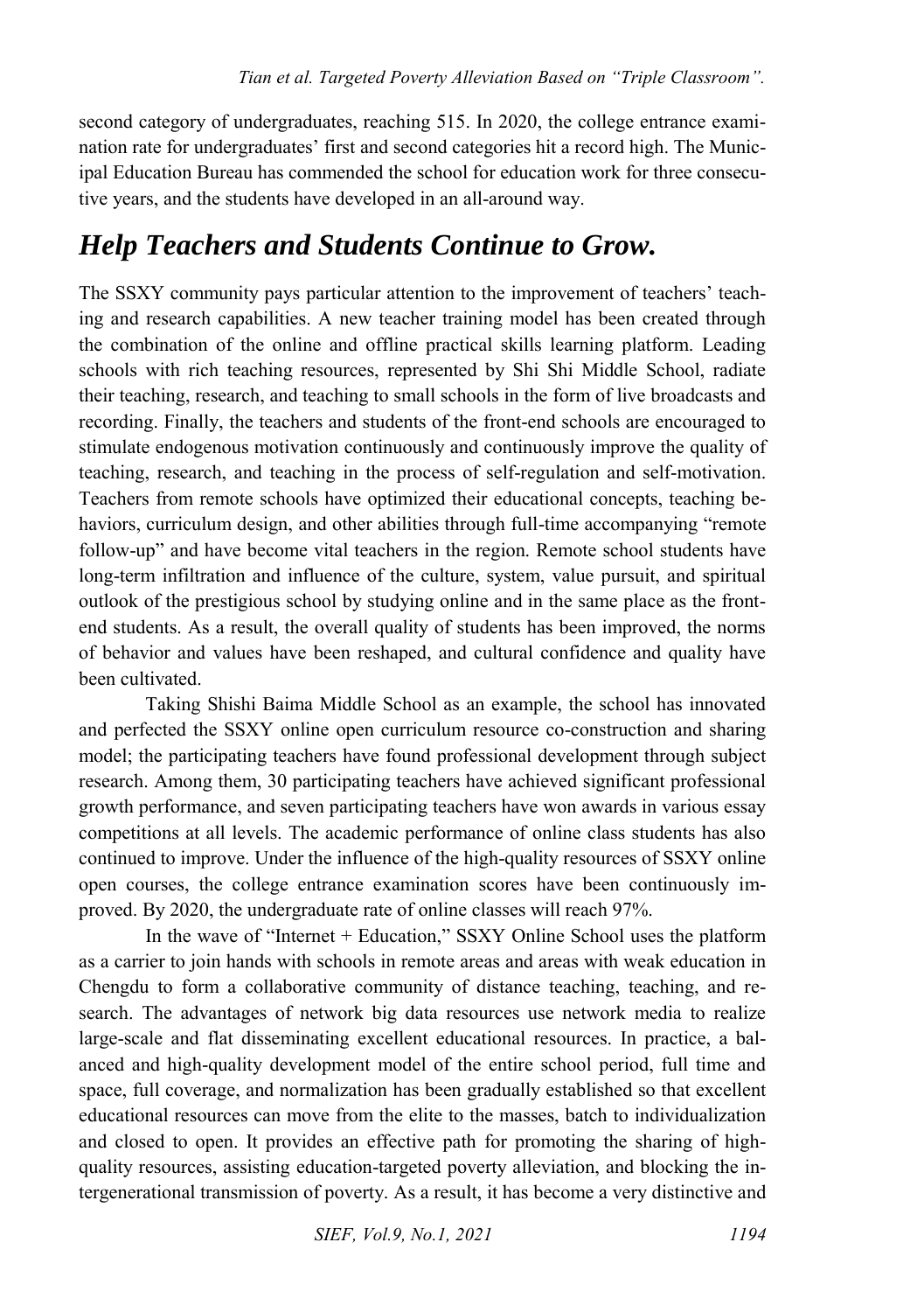second category of undergraduates, reaching 515. In 2020, the college entrance examination rate for undergraduates' first and second categories hit a record high. The Municipal Education Bureau has commended the school for education work for three consecutive years, and the students have developed in an all-around way.

## *Help Teachers and Students Continue to Grow.*

The SSXY community pays particular attention to the improvement of teachers' teaching and research capabilities. A new teacher training model has been created through the combination of the online and offline practical skills learning platform. Leading schools with rich teaching resources, represented by Shi Shi Middle School, radiate their teaching, research, and teaching to small schools in the form of live broadcasts and recording. Finally, the teachers and students of the front-end schools are encouraged to stimulate endogenous motivation continuously and continuously improve the quality of teaching, research, and teaching in the process of self-regulation and self-motivation. Teachers from remote schools have optimized their educational concepts, teaching behaviors, curriculum design, and other abilities through full-time accompanying "remote follow-up" and have become vital teachers in the region. Remote school students have long-term infiltration and influence of the culture, system, value pursuit, and spiritual outlook of the prestigious school by studying online and in the same place as the front-end students. As a result, the overall quality of students has been improved, the norms of behavior and values have been reshaped, and cultural confidence and quality have been cultivated.

Taking Shishi Baima Middle School as an example, the school has innovated and perfected the SSXY online open curriculum resource co-construction and sharing model; the participating teachers have found professional development through subject research. Among them, 30 participating teachers have achieved significant professional growth performance, and seven participating teachers have won awards in various essay competitions at all levels. The academic performance of online class students has also continued to improve. Under the influence of the high-quality resources of SSXY online open courses, the college entrance examination scores have been continuously improved. By 2020, the undergraduate rate of online classes will reach 97%.

In the wave of "Internet + Education," SSXY Online School uses the platform as a carrier to join hands with schools in remote areas and areas with weak education in Chengdu to form a collaborative community of distance teaching, teaching, and research. The advantages of network big data resources use network media to realize large-scale and flat disseminating excellent educational resources. In practice, a balanced and high-quality development model of the entire school period, full time and space, full coverage, and normalization has been gradually established so that excellent educational resources can move from the elite to the masses, batch to individualization and closed to open. It provides an effective path for promoting the sharing of high-quality resources, assisting education-targeted poverty alleviation, and blocking the intergenerational transmission of poverty. As a result, it has become a very distinctive and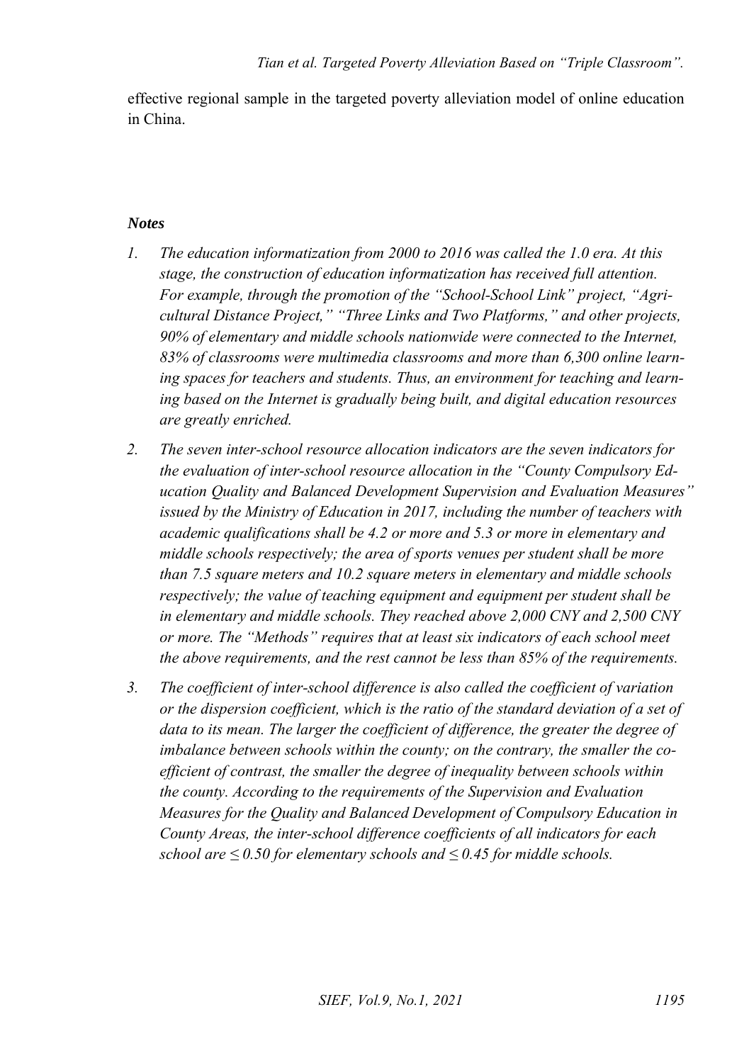effective regional sample in the targeted poverty alleviation model of online education in China.

***Notes***

1. *The education informatization from 2000 to 2016 was called the 1.0 era. At this stage, the construction of education informatization has received full attention. For example, through the promotion of the "School-School Link" project, "Agricultural Distance Project," "Three Links and Two Platforms," and other projects, 90% of elementary and middle schools nationwide were connected to the Internet, 83% of classrooms were multimedia classrooms and more than 6,300 online learning spaces for teachers and students. Thus, an environment for teaching and learning based on the Internet is gradually being built, and digital education resources are greatly enriched.*
2. *The seven inter-school resource allocation indicators are the seven indicators for the evaluation of inter-school resource allocation in the "County Compulsory Education Quality and Balanced Development Supervision and Evaluation Measures" issued by the Ministry of Education in 2017, including the number of teachers with academic qualifications shall be 4.2 or more and 5.3 or more in elementary and middle schools respectively; the area of sports venues per student shall be more than 7.5 square meters and 10.2 square meters in elementary and middle schools respectively; the value of teaching equipment and equipment per student shall be in elementary and middle schools. They reached above 2,000 CNY and 2,500 CNY or more. The "Methods" requires that at least six indicators of each school meet the above requirements, and the rest cannot be less than 85% of the requirements.*
3. *The coefficient of inter-school difference is also called the coefficient of variation or the dispersion coefficient, which is the ratio of the standard deviation of a set of data to its mean. The larger the coefficient of difference, the greater the degree of imbalance between schools within the county; on the contrary, the smaller the coefficient of contrast, the smaller the degree of inequality between schools within the county. According to the requirements of the Supervision and Evaluation Measures for the Quality and Balanced Development of Compulsory Education in County Areas, the inter-school difference coefficients of all indicators for each school are $\leq 0.50$ for elementary schools and $\leq 0.45$ for middle schools.*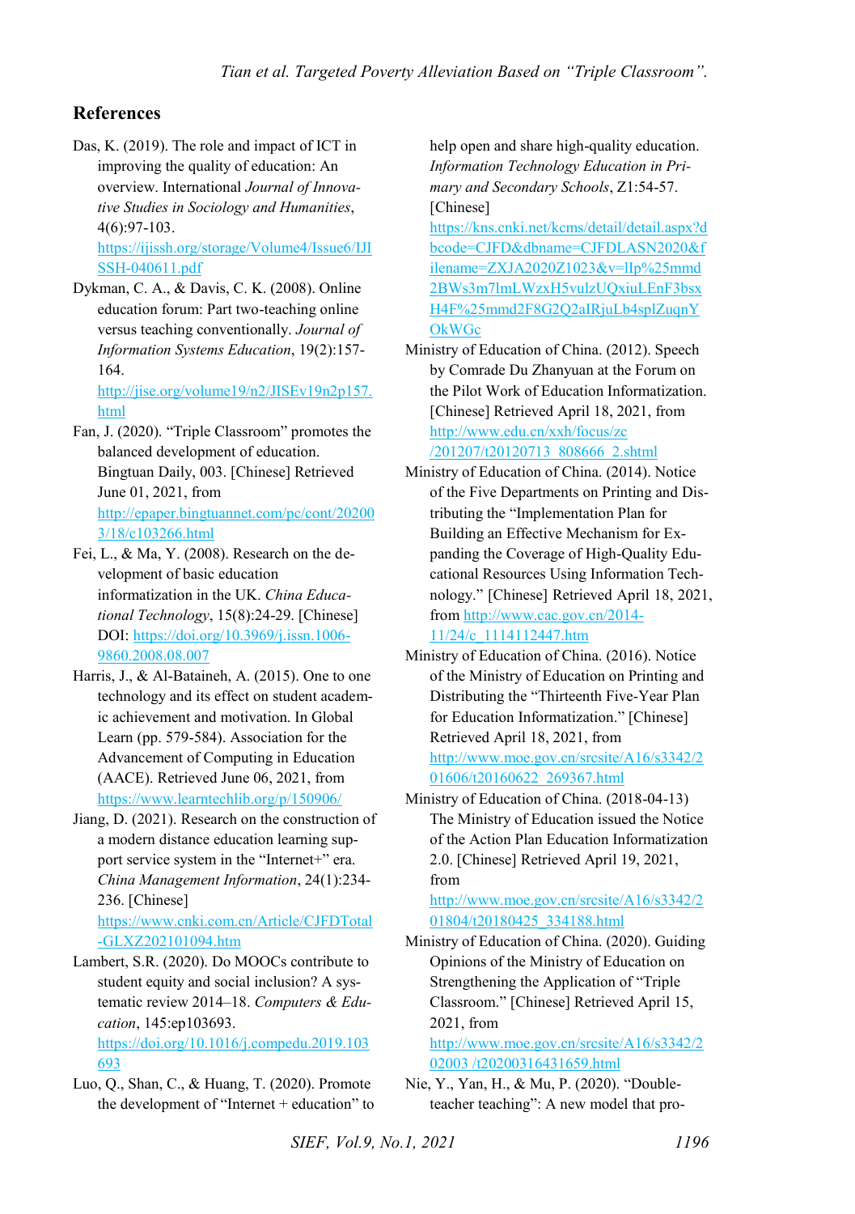## References

Das, K. (2019). The role and impact of ICT in improving the quality of education: An overview. International *Journal of Innovative Studies in Sociology and Humanities*, 4(6):97-103. https://ijissh.org/storage/Volume4/Issue6/IJISSH-040611.pdf

Dykman, C. A., & Davis, C. K. (2008). Online education forum: Part two-teaching online versus teaching conventionally. *Journal of Information Systems Education*, 19(2):157-164. http://jise.org/volume19/n2/JISEv19n2p157.html

Fan, J. (2020). "Triple Classroom" promotes the balanced development of education. Bingtuan Daily, 003. [Chinese] Retrieved June 01, 2021, from http://epaper.bingtuannet.com/pc/cont/202003/18/c103266.html

Fei, L., & Ma, Y. (2008). Research on the development of basic education informatization in the UK. *China Educational Technology*, 15(8):24-29. [Chinese] DOI: https://doi.org/10.3969/j.issn.1006-9860.2008.08.007

Harris, J., & Al-Bataineh, A. (2015). One to one technology and its effect on student academic achievement and motivation. In Global Learn (pp. 579-584). Association for the Advancement of Computing in Education (AACE). Retrieved June 06, 2021, from https://www.learntechlib.org/p/150906/

Jiang, D. (2021). Research on the construction of a modern distance education learning support service system in the "Internet+" era. *China Management Information*, 24(1):234-236. [Chinese] https://www.cnki.com.cn/Article/CJFDTotal-GLXZ202101094.htm

Lambert, S.R. (2020). Do MOOCs contribute to student equity and social inclusion? A systematic review 2014–18. *Computers & Education*, 145:ep103693. https://doi.org/10.1016/j.compedu.2019.103693

Luo, Q., Shan, C., & Huang, T. (2020). Promote the development of "Internet + education" to help open and share high-quality education. *Information Technology Education in Primary and Secondary Schools*, Z1:54-57. [Chinese] https://kns.cnki.net/kcms/detail/detail.aspx?dbcode=CJFD&dbname=CJFDLASN2020&filename=ZXJA2020Z1023&v=lIp%25mmd2BWs3m7lmLWzxH5vulzUQxiuLEnF3bsxH4F%25mmd2F8G2Q2aIRjuLb4splZuqnYOkWGc

Ministry of Education of China. (2012). Speech by Comrade Du Zhanyuan at the Forum on the Pilot Work of Education Informatization. [Chinese] Retrieved April 18, 2021, from http://www.edu.cn/xxh/focus/zc/201207/t20120713_808666_2.shtml

Ministry of Education of China. (2014). Notice of the Five Departments on Printing and Distributing the "Implementation Plan for Building an Effective Mechanism for Expanding the Coverage of High-Quality Educational Resources Using Information Technology." [Chinese] Retrieved April 18, 2021, from http://www.cac.gov.cn/2014-11/24/c_1114112447.htm

Ministry of Education of China. (2016). Notice of the Ministry of Education on Printing and Distributing the "Thirteenth Five-Year Plan for Education Informatization." [Chinese] Retrieved April 18, 2021, from http://www.moe.gov.cn/srcsite/A16/s3342/201606/t20160622_269367.html

Ministry of Education of China. (2018-04-13) The Ministry of Education issued the Notice of the Action Plan Education Informatization 2.0. [Chinese] Retrieved April 19, 2021, from http://www.moe.gov.cn/srcsite/A16/s3342/201804/t20180425_334188.html

Ministry of Education of China. (2020). Guiding Opinions of the Ministry of Education on Strengthening the Application of "Triple Classroom." [Chinese] Retrieved April 15, 2021, from http://www.moe.gov.cn/srcsite/A16/s3342/202003 /t20200316431659.html

Nie, Y., Yan, H., & Mu, P. (2020). "Double-teacher teaching": A new model that pro-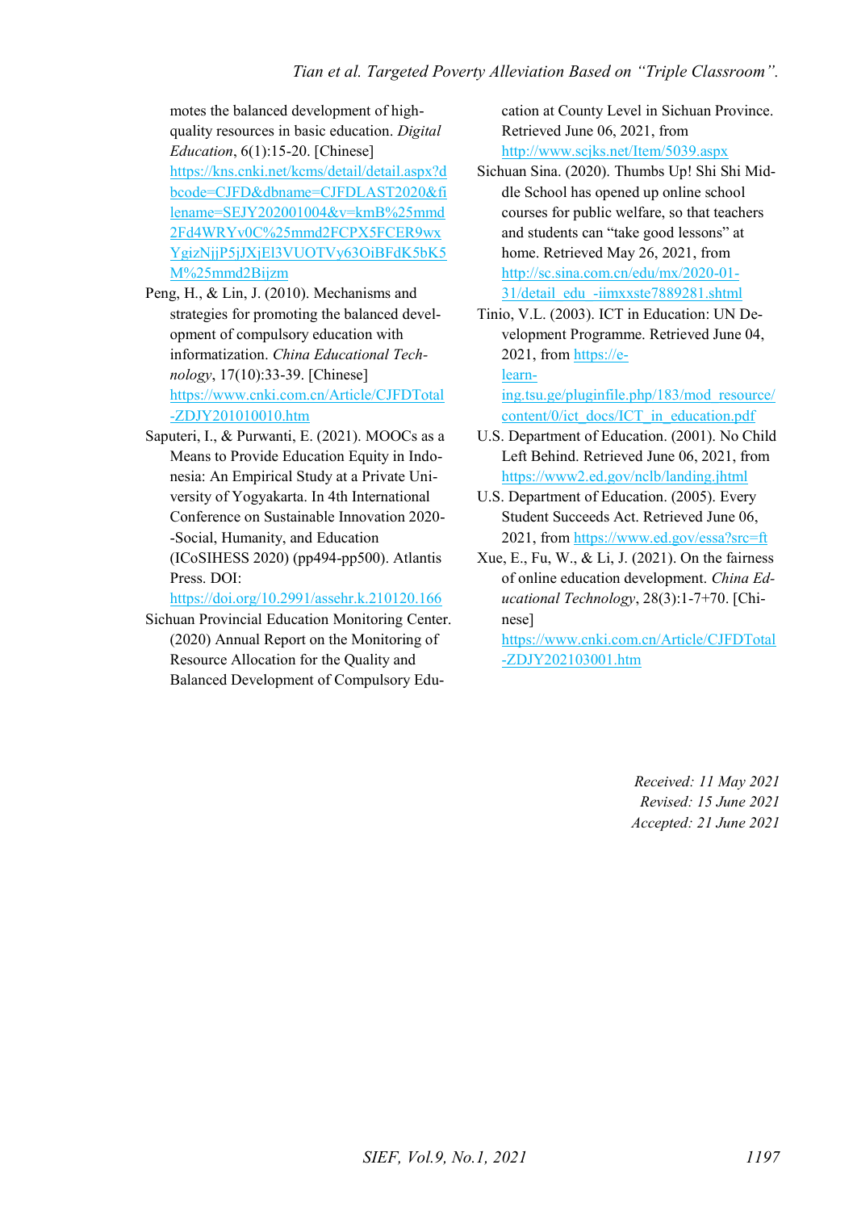motes the balanced development of high-quality resources in basic education. *Digital Education*, 6(1):15-20. [Chinese] https://kns.cnki.net/kcms/detail/detail.aspx?dbcode=CJFD&dbname=CJFDLAST2020&filename=SEJY202001004&v=kmB%25mmd2Fd4WRYv0C%25mmd2FCPX5FCER9wxYgizNjjP5jJXjEl3VUOTVy63OiBFdK5bK5M%25mmd2Bijzm

Peng, H., & Lin, J. (2010). Mechanisms and strategies for promoting the balanced development of compulsory education with informatization. *China Educational Technology*, 17(10):33-39. [Chinese] https://www.cnki.com.cn/Article/CJFDTotal-ZDJY201010010.htm

Saputeri, I., & Purwanti, E. (2021). MOOCs as a Means to Provide Education Equity in Indonesia: An Empirical Study at a Private University of Yogyakarta. In 4th International Conference on Sustainable Innovation 2020--Social, Humanity, and Education (ICoSIHESS 2020) (pp494-pp500). Atlantis Press. DOI: https://doi.org/10.2991/assehr.k.210120.166

Sichuan Provincial Education Monitoring Center. (2020) Annual Report on the Monitoring of Resource Allocation for the Quality and Balanced Development of Compulsory Education at County Level in Sichuan Province. Retrieved June 06, 2021, from http://www.scjks.net/Item/5039.aspx

Sichuan Sina. (2020). Thumbs Up! Shi Shi Middle School has opened up online school courses for public welfare, so that teachers and students can "take good lessons" at home. Retrieved May 26, 2021, from http://sc.sina.com.cn/edu/mx/2020-01-31/detail_edu_-iimxxste7889281.shtml

Tinio, V.L. (2003). ICT in Education: UN Development Programme. Retrieved June 04, 2021, from https://e-learning.tsu.ge/pluginfile.php/183/mod_resource/content/0/ict_docs/ICT_in_education.pdf

U.S. Department of Education. (2001). No Child Left Behind. Retrieved June 06, 2021, from https://www2.ed.gov/nclb/landing.jhtml

U.S. Department of Education. (2005). Every Student Succeeds Act. Retrieved June 06, 2021, from https://www.ed.gov/essa?src=ft

Xue, E., Fu, W., & Li, J. (2021). On the fairness of online education development. *China Educational Technology*, 28(3):1-7+70. [Chinese] https://www.cnki.com.cn/Article/CJFDTotal-ZDJY202103001.htm

*Received: 11 May 2021*
*Revised: 15 June 2021*
*Accepted: 21 June 2021*